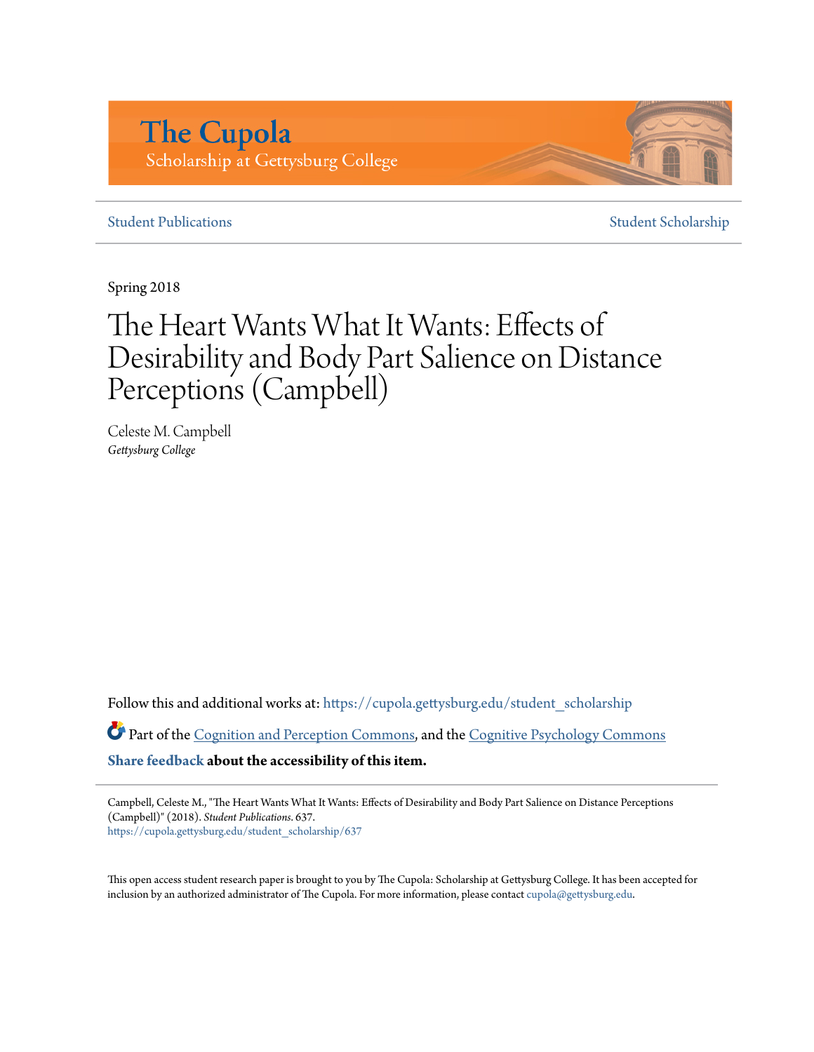# The Cupola

Scholarship at Gettysburg College

Student Publications | Student Scholarship

Spring 2018

# The Heart Wants What It Wants: Effects of Desirability and Body Part Salience on Distance Perceptions (Campbell)

Celeste M. Campbell
*Gettysburg College*

Follow this and additional works at: https://cupola.gettysburg.edu/student_scholarship

Part of the Cognition and Perception Commons, and the Cognitive Psychology Commons

**Share feedback about the accessibility of this item.**

Campbell, Celeste M., "The Heart Wants What It Wants: Effects of Desirability and Body Part Salience on Distance Perceptions (Campbell)" (2018). *Student Publications*. 637.
https://cupola.gettysburg.edu/student_scholarship/637

This open access student research paper is brought to you by The Cupola: Scholarship at Gettysburg College. It has been accepted for inclusion by an authorized administrator of The Cupola. For more information, please contact cupola@gettysburg.edu.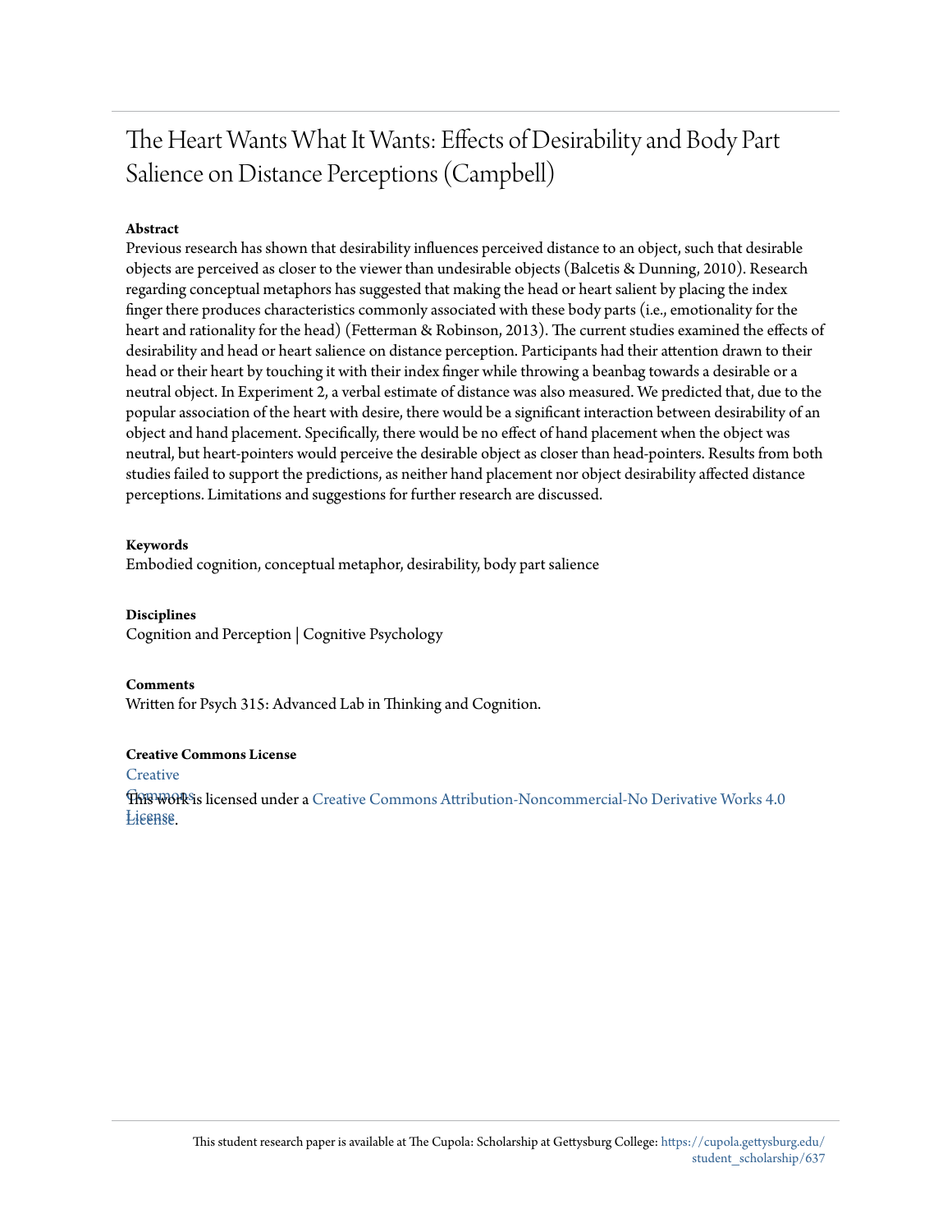# The Heart Wants What It Wants: Effects of Desirability and Body Part Salience on Distance Perceptions (Campbell)

**Abstract**

Previous research has shown that desirability influences perceived distance to an object, such that desirable objects are perceived as closer to the viewer than undesirable objects (Balcetis & Dunning, 2010). Research regarding conceptual metaphors has suggested that making the head or heart salient by placing the index finger there produces characteristics commonly associated with these body parts (i.e., emotionality for the heart and rationality for the head) (Fetterman & Robinson, 2013). The current studies examined the effects of desirability and head or heart salience on distance perception. Participants had their attention drawn to their head or their heart by touching it with their index finger while throwing a beanbag towards a desirable or a neutral object. In Experiment 2, a verbal estimate of distance was also measured. We predicted that, due to the popular association of the heart with desire, there would be a significant interaction between desirability of an object and hand placement. Specifically, there would be no effect of hand placement when the object was neutral, but heart-pointers would perceive the desirable object as closer than head-pointers. Results from both studies failed to support the predictions, as neither hand placement nor object desirability affected distance perceptions. Limitations and suggestions for further research are discussed.

**Keywords**

Embodied cognition, conceptual metaphor, desirability, body part salience

**Disciplines**

Cognition and Perception | Cognitive Psychology

**Comments**

Written for Psych 315: Advanced Lab in Thinking and Cognition.

**Creative Commons License**

This work is licensed under a Creative Commons Attribution-Noncommercial-No Derivative Works 4.0 License.

This student research paper is available at The Cupola: Scholarship at Gettysburg College: https://cupola.gettysburg.edu/student_scholarship/637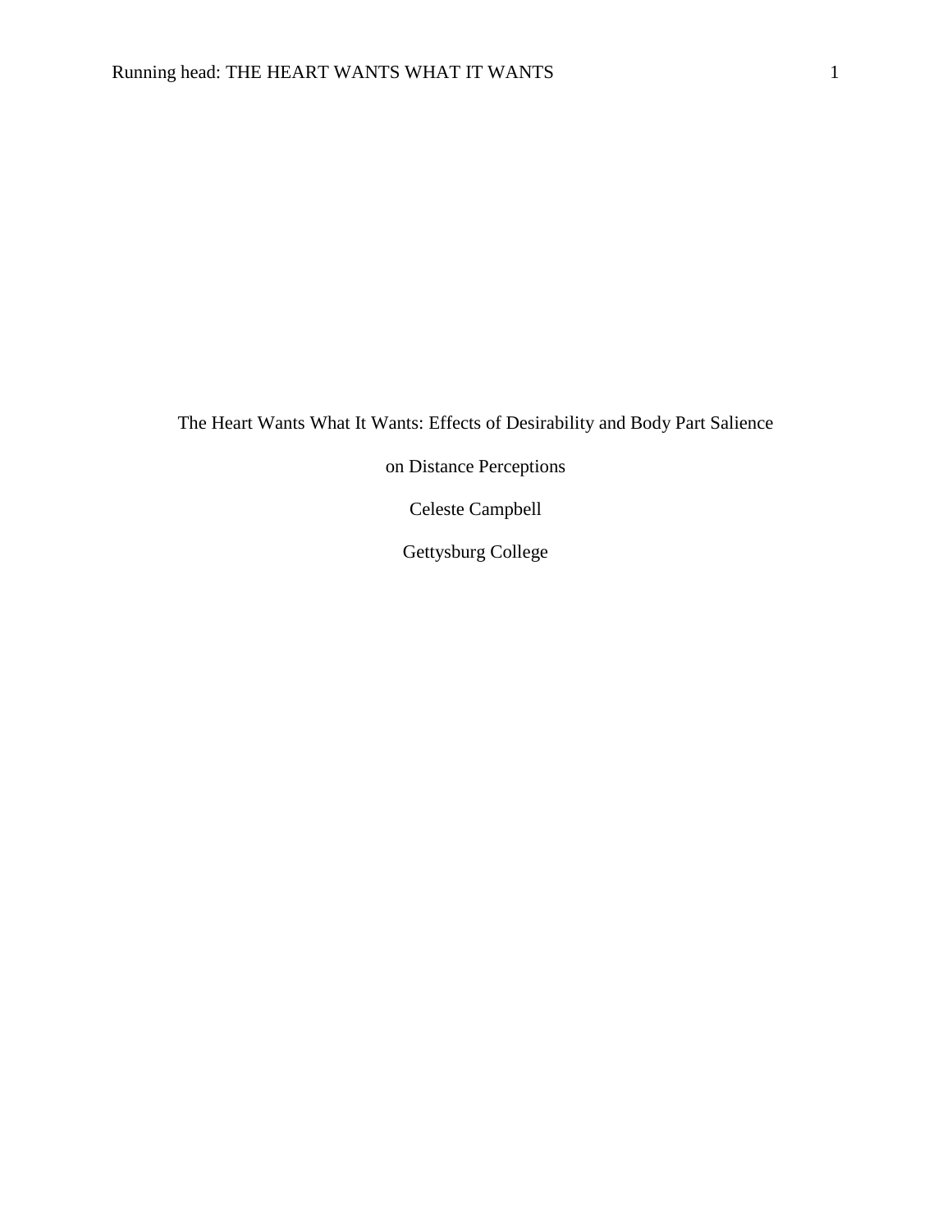The Heart Wants What It Wants: Effects of Desirability and Body Part Salience on Distance Perceptions

Celeste Campbell

Gettysburg College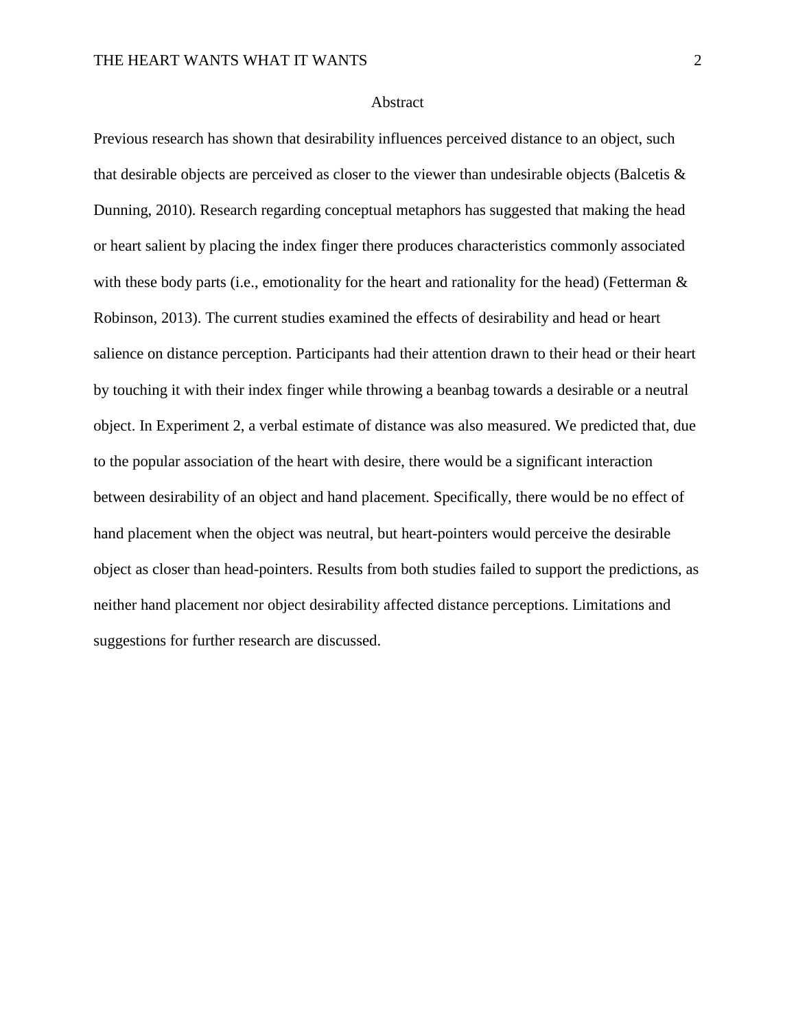# Abstract

Previous research has shown that desirability influences perceived distance to an object, such that desirable objects are perceived as closer to the viewer than undesirable objects (Balcetis & Dunning, 2010). Research regarding conceptual metaphors has suggested that making the head or heart salient by placing the index finger there produces characteristics commonly associated with these body parts (i.e., emotionality for the heart and rationality for the head) (Fetterman & Robinson, 2013). The current studies examined the effects of desirability and head or heart salience on distance perception. Participants had their attention drawn to their head or their heart by touching it with their index finger while throwing a beanbag towards a desirable or a neutral object. In Experiment 2, a verbal estimate of distance was also measured. We predicted that, due to the popular association of the heart with desire, there would be a significant interaction between desirability of an object and hand placement. Specifically, there would be no effect of hand placement when the object was neutral, but heart-pointers would perceive the desirable object as closer than head-pointers. Results from both studies failed to support the predictions, as neither hand placement nor object desirability affected distance perceptions. Limitations and suggestions for further research are discussed.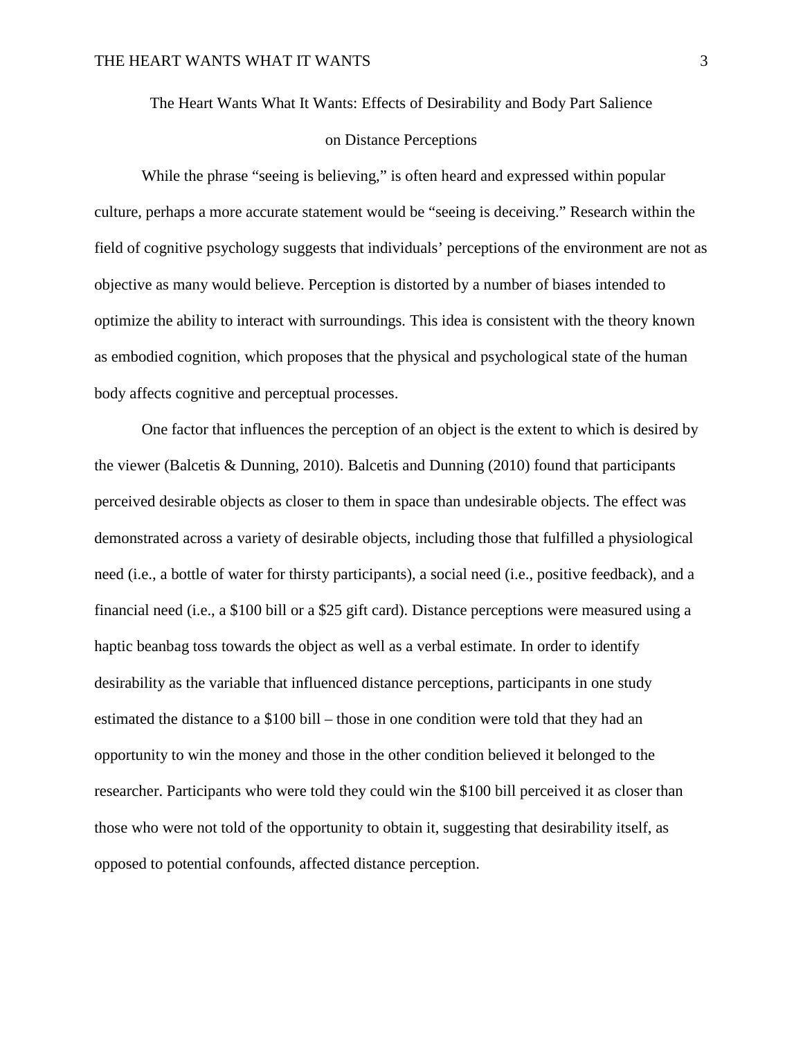# The Heart Wants What It Wants: Effects of Desirability and Body Part Salience on Distance Perceptions

While the phrase "seeing is believing," is often heard and expressed within popular culture, perhaps a more accurate statement would be "seeing is deceiving." Research within the field of cognitive psychology suggests that individuals' perceptions of the environment are not as objective as many would believe. Perception is distorted by a number of biases intended to optimize the ability to interact with surroundings. This idea is consistent with the theory known as embodied cognition, which proposes that the physical and psychological state of the human body affects cognitive and perceptual processes.

One factor that influences the perception of an object is the extent to which is desired by the viewer (Balcetis & Dunning, 2010). Balcetis and Dunning (2010) found that participants perceived desirable objects as closer to them in space than undesirable objects. The effect was demonstrated across a variety of desirable objects, including those that fulfilled a physiological need (i.e., a bottle of water for thirsty participants), a social need (i.e., positive feedback), and a financial need (i.e., a $100 bill or a $25 gift card). Distance perceptions were measured using a haptic beanbag toss towards the object as well as a verbal estimate. In order to identify desirability as the variable that influenced distance perceptions, participants in one study estimated the distance to a $100 bill – those in one condition were told that they had an opportunity to win the money and those in the other condition believed it belonged to the researcher. Participants who were told they could win the $100 bill perceived it as closer than those who were not told of the opportunity to obtain it, suggesting that desirability itself, as opposed to potential confounds, affected distance perception.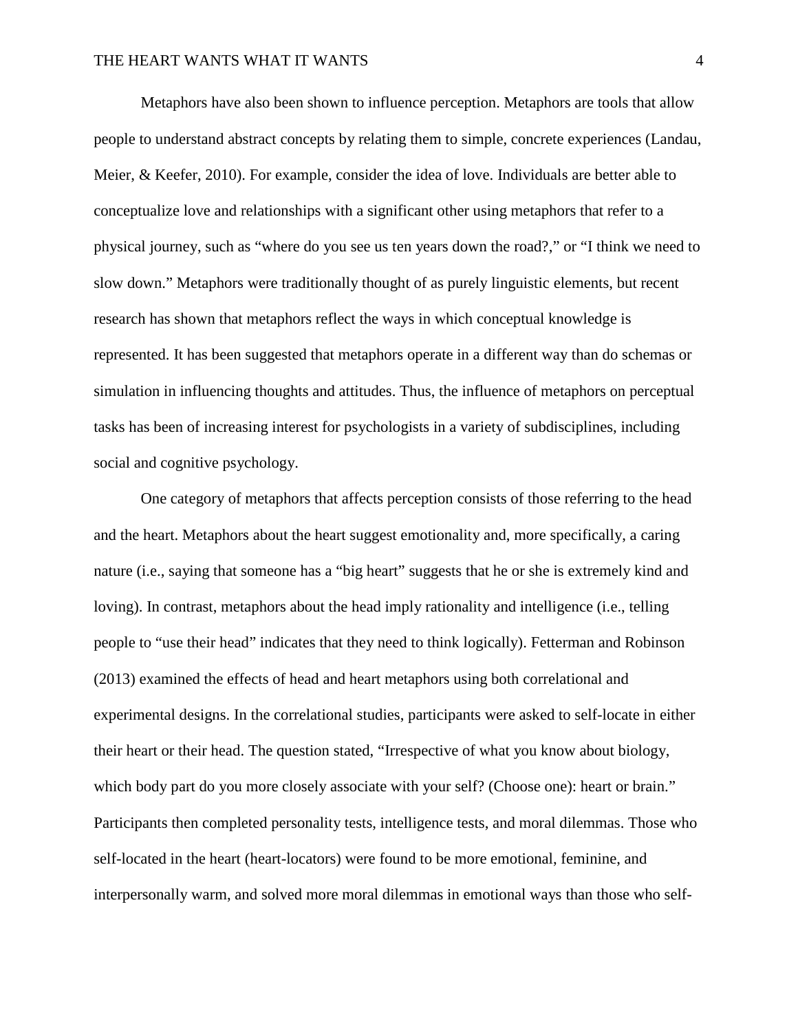Metaphors have also been shown to influence perception. Metaphors are tools that allow people to understand abstract concepts by relating them to simple, concrete experiences (Landau, Meier, & Keefer, 2010). For example, consider the idea of love. Individuals are better able to conceptualize love and relationships with a significant other using metaphors that refer to a physical journey, such as "where do you see us ten years down the road?," or "I think we need to slow down." Metaphors were traditionally thought of as purely linguistic elements, but recent research has shown that metaphors reflect the ways in which conceptual knowledge is represented. It has been suggested that metaphors operate in a different way than do schemas or simulation in influencing thoughts and attitudes. Thus, the influence of metaphors on perceptual tasks has been of increasing interest for psychologists in a variety of subdisciplines, including social and cognitive psychology.

One category of metaphors that affects perception consists of those referring to the head and the heart. Metaphors about the heart suggest emotionality and, more specifically, a caring nature (i.e., saying that someone has a "big heart" suggests that he or she is extremely kind and loving). In contrast, metaphors about the head imply rationality and intelligence (i.e., telling people to "use their head" indicates that they need to think logically). Fetterman and Robinson (2013) examined the effects of head and heart metaphors using both correlational and experimental designs. In the correlational studies, participants were asked to self-locate in either their heart or their head. The question stated, "Irrespective of what you know about biology, which body part do you more closely associate with your self? (Choose one): heart or brain." Participants then completed personality tests, intelligence tests, and moral dilemmas. Those who self-located in the heart (heart-locators) were found to be more emotional, feminine, and interpersonally warm, and solved more moral dilemmas in emotional ways than those who self-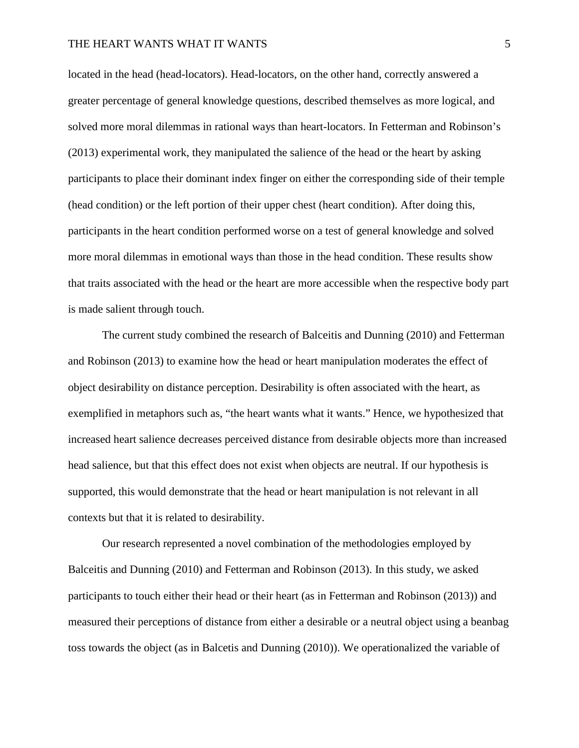located in the head (head-locators). Head-locators, on the other hand, correctly answered a greater percentage of general knowledge questions, described themselves as more logical, and solved more moral dilemmas in rational ways than heart-locators. In Fetterman and Robinson's (2013) experimental work, they manipulated the salience of the head or the heart by asking participants to place their dominant index finger on either the corresponding side of their temple (head condition) or the left portion of their upper chest (heart condition). After doing this, participants in the heart condition performed worse on a test of general knowledge and solved more moral dilemmas in emotional ways than those in the head condition. These results show that traits associated with the head or the heart are more accessible when the respective body part is made salient through touch.

The current study combined the research of Balceitis and Dunning (2010) and Fetterman and Robinson (2013) to examine how the head or heart manipulation moderates the effect of object desirability on distance perception. Desirability is often associated with the heart, as exemplified in metaphors such as, "the heart wants what it wants." Hence, we hypothesized that increased heart salience decreases perceived distance from desirable objects more than increased head salience, but that this effect does not exist when objects are neutral. If our hypothesis is supported, this would demonstrate that the head or heart manipulation is not relevant in all contexts but that it is related to desirability.

Our research represented a novel combination of the methodologies employed by Balceitis and Dunning (2010) and Fetterman and Robinson (2013). In this study, we asked participants to touch either their head or their heart (as in Fetterman and Robinson (2013)) and measured their perceptions of distance from either a desirable or a neutral object using a beanbag toss towards the object (as in Balcetis and Dunning (2010)). We operationalized the variable of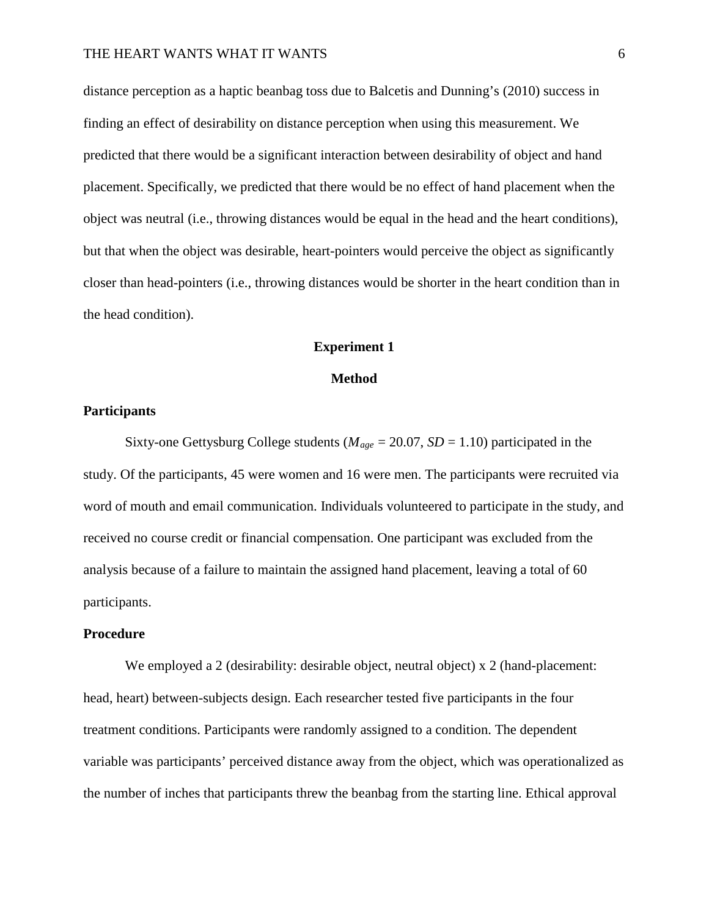distance perception as a haptic beanbag toss due to Balcetis and Dunning's (2010) success in finding an effect of desirability on distance perception when using this measurement. We predicted that there would be a significant interaction between desirability of object and hand placement. Specifically, we predicted that there would be no effect of hand placement when the object was neutral (i.e., throwing distances would be equal in the head and the heart conditions), but that when the object was desirable, heart-pointers would perceive the object as significantly closer than head-pointers (i.e., throwing distances would be shorter in the heart condition than in the head condition).

## Experiment 1

### Method

#### Participants

Sixty-one Gettysburg College students ($M_{age}$ = 20.07, $SD$ = 1.10) participated in the study. Of the participants, 45 were women and 16 were men. The participants were recruited via word of mouth and email communication. Individuals volunteered to participate in the study, and received no course credit or financial compensation. One participant was excluded from the analysis because of a failure to maintain the assigned hand placement, leaving a total of 60 participants.

#### Procedure

We employed a 2 (desirability: desirable object, neutral object) x 2 (hand-placement: head, heart) between-subjects design. Each researcher tested five participants in the four treatment conditions. Participants were randomly assigned to a condition. The dependent variable was participants' perceived distance away from the object, which was operationalized as the number of inches that participants threw the beanbag from the starting line. Ethical approval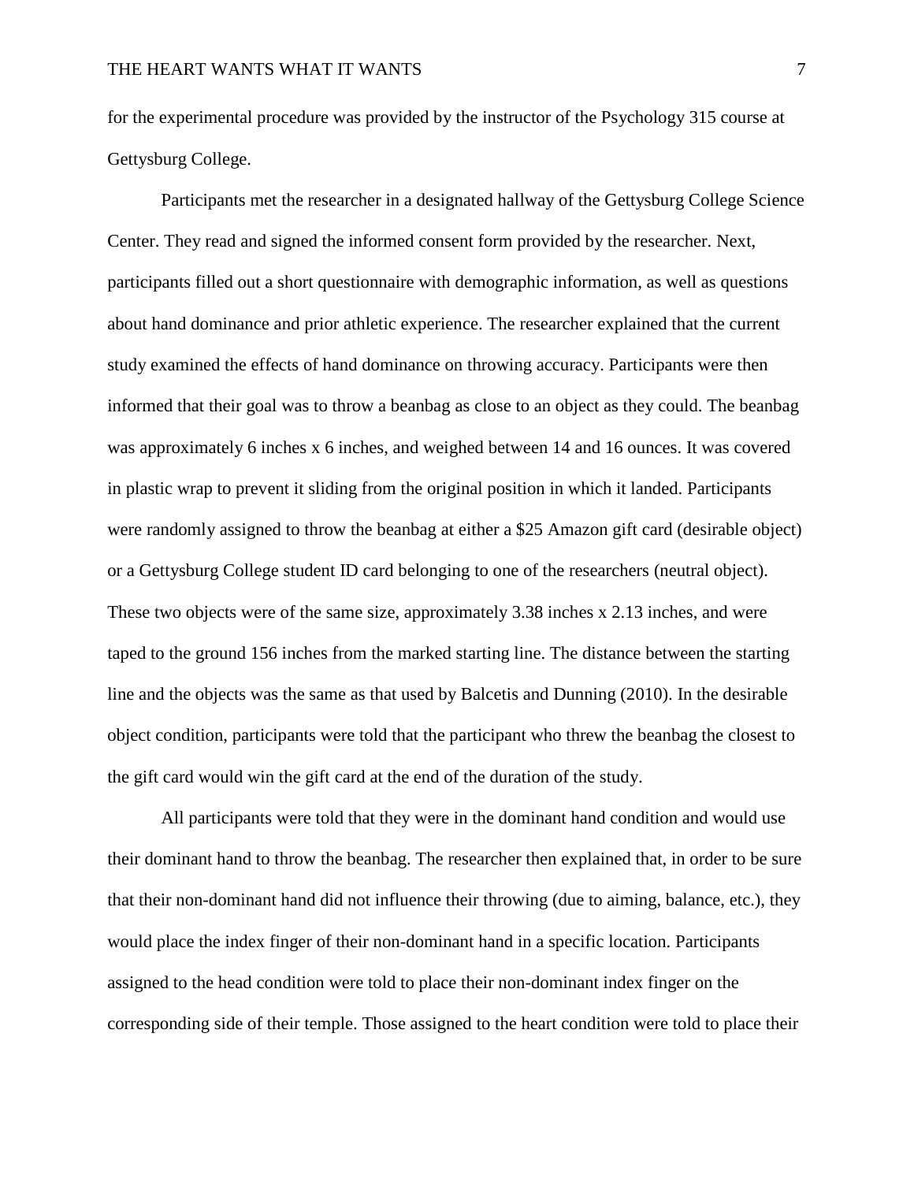for the experimental procedure was provided by the instructor of the Psychology 315 course at Gettysburg College.

Participants met the researcher in a designated hallway of the Gettysburg College Science Center. They read and signed the informed consent form provided by the researcher. Next, participants filled out a short questionnaire with demographic information, as well as questions about hand dominance and prior athletic experience. The researcher explained that the current study examined the effects of hand dominance on throwing accuracy. Participants were then informed that their goal was to throw a beanbag as close to an object as they could. The beanbag was approximately 6 inches x 6 inches, and weighed between 14 and 16 ounces. It was covered in plastic wrap to prevent it sliding from the original position in which it landed. Participants were randomly assigned to throw the beanbag at either a $25 Amazon gift card (desirable object) or a Gettysburg College student ID card belonging to one of the researchers (neutral object). These two objects were of the same size, approximately 3.38 inches x 2.13 inches, and were taped to the ground 156 inches from the marked starting line. The distance between the starting line and the objects was the same as that used by Balcetis and Dunning (2010). In the desirable object condition, participants were told that the participant who threw the beanbag the closest to the gift card would win the gift card at the end of the duration of the study.

All participants were told that they were in the dominant hand condition and would use their dominant hand to throw the beanbag. The researcher then explained that, in order to be sure that their non-dominant hand did not influence their throwing (due to aiming, balance, etc.), they would place the index finger of their non-dominant hand in a specific location. Participants assigned to the head condition were told to place their non-dominant index finger on the corresponding side of their temple. Those assigned to the heart condition were told to place their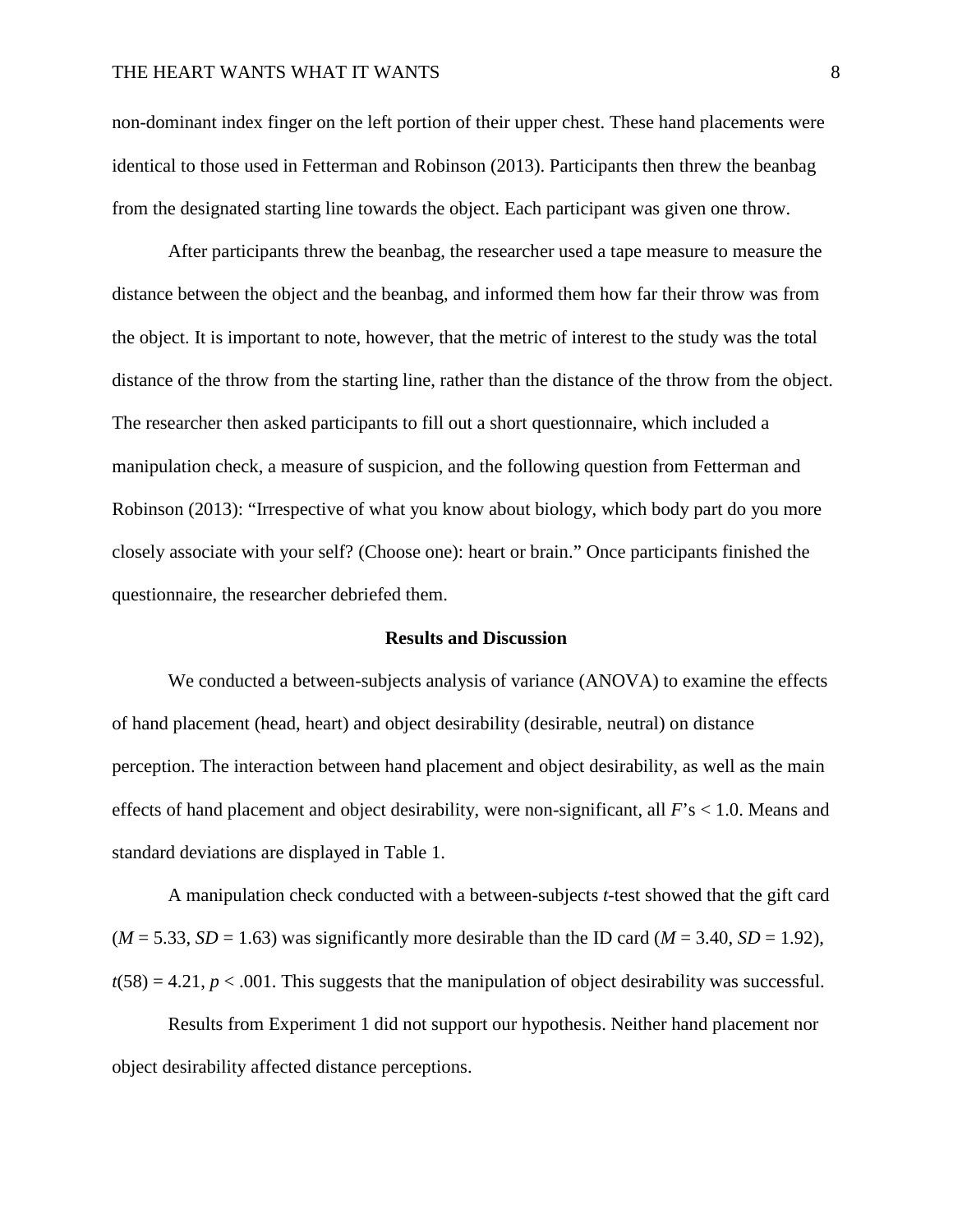non-dominant index finger on the left portion of their upper chest. These hand placements were identical to those used in Fetterman and Robinson (2013). Participants then threw the beanbag from the designated starting line towards the object. Each participant was given one throw.

After participants threw the beanbag, the researcher used a tape measure to measure the distance between the object and the beanbag, and informed them how far their throw was from the object. It is important to note, however, that the metric of interest to the study was the total distance of the throw from the starting line, rather than the distance of the throw from the object. The researcher then asked participants to fill out a short questionnaire, which included a manipulation check, a measure of suspicion, and the following question from Fetterman and Robinson (2013): "Irrespective of what you know about biology, which body part do you more closely associate with your self? (Choose one): heart or brain." Once participants finished the questionnaire, the researcher debriefed them.

## Results and Discussion

We conducted a between-subjects analysis of variance (ANOVA) to examine the effects of hand placement (head, heart) and object desirability (desirable, neutral) on distance perception. The interaction between hand placement and object desirability, as well as the main effects of hand placement and object desirability, were non-significant, all $F$'s $< 1.0$. Means and standard deviations are displayed in Table 1.

A manipulation check conducted with a between-subjects *t*-test showed that the gift card ($M = 5.33$, $SD = 1.63$) was significantly more desirable than the ID card ($M = 3.40$, $SD = 1.92$), $t(58) = 4.21$, $p < .001$. This suggests that the manipulation of object desirability was successful.

Results from Experiment 1 did not support our hypothesis. Neither hand placement nor object desirability affected distance perceptions.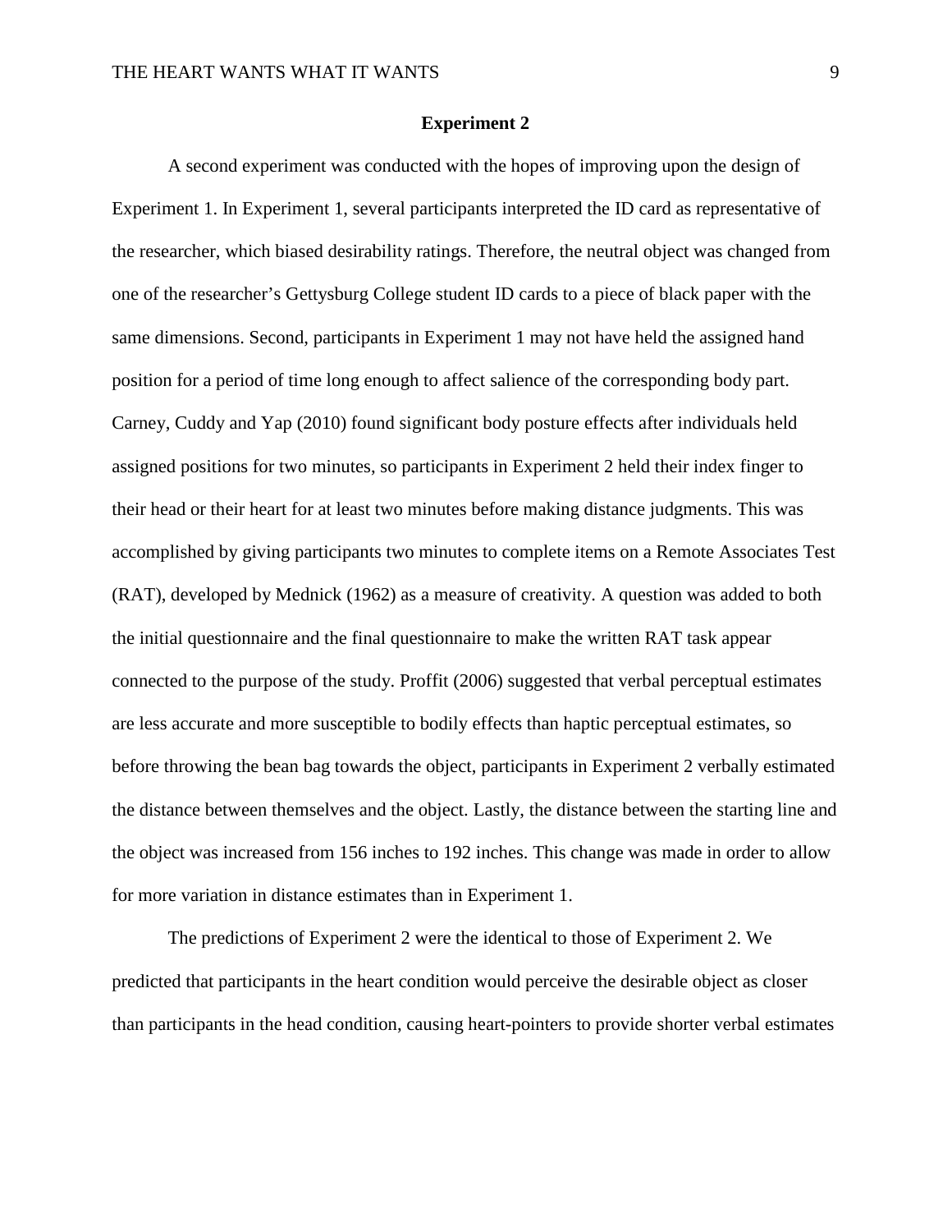## Experiment 2

A second experiment was conducted with the hopes of improving upon the design of Experiment 1. In Experiment 1, several participants interpreted the ID card as representative of the researcher, which biased desirability ratings. Therefore, the neutral object was changed from one of the researcher's Gettysburg College student ID cards to a piece of black paper with the same dimensions. Second, participants in Experiment 1 may not have held the assigned hand position for a period of time long enough to affect salience of the corresponding body part. Carney, Cuddy and Yap (2010) found significant body posture effects after individuals held assigned positions for two minutes, so participants in Experiment 2 held their index finger to their head or their heart for at least two minutes before making distance judgments. This was accomplished by giving participants two minutes to complete items on a Remote Associates Test (RAT), developed by Mednick (1962) as a measure of creativity. A question was added to both the initial questionnaire and the final questionnaire to make the written RAT task appear connected to the purpose of the study. Proffit (2006) suggested that verbal perceptual estimates are less accurate and more susceptible to bodily effects than haptic perceptual estimates, so before throwing the bean bag towards the object, participants in Experiment 2 verbally estimated the distance between themselves and the object. Lastly, the distance between the starting line and the object was increased from 156 inches to 192 inches. This change was made in order to allow for more variation in distance estimates than in Experiment 1.

The predictions of Experiment 2 were the identical to those of Experiment 2. We predicted that participants in the heart condition would perceive the desirable object as closer than participants in the head condition, causing heart-pointers to provide shorter verbal estimates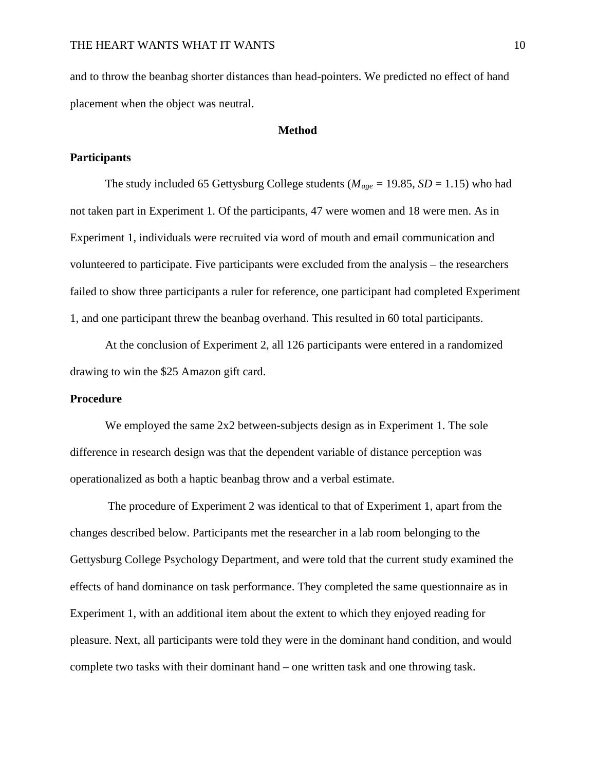and to throw the beanbag shorter distances than head-pointers. We predicted no effect of hand placement when the object was neutral.

## Method

### Participants

The study included 65 Gettysburg College students ($M_{age}$ = 19.85, *SD* = 1.15) who had not taken part in Experiment 1. Of the participants, 47 were women and 18 were men. As in Experiment 1, individuals were recruited via word of mouth and email communication and volunteered to participate. Five participants were excluded from the analysis – the researchers failed to show three participants a ruler for reference, one participant had completed Experiment 1, and one participant threw the beanbag overhand. This resulted in 60 total participants.

At the conclusion of Experiment 2, all 126 participants were entered in a randomized drawing to win the $25 Amazon gift card.

### Procedure

We employed the same 2x2 between-subjects design as in Experiment 1. The sole difference in research design was that the dependent variable of distance perception was operationalized as both a haptic beanbag throw and a verbal estimate.

The procedure of Experiment 2 was identical to that of Experiment 1, apart from the changes described below. Participants met the researcher in a lab room belonging to the Gettysburg College Psychology Department, and were told that the current study examined the effects of hand dominance on task performance. They completed the same questionnaire as in Experiment 1, with an additional item about the extent to which they enjoyed reading for pleasure. Next, all participants were told they were in the dominant hand condition, and would complete two tasks with their dominant hand – one written task and one throwing task.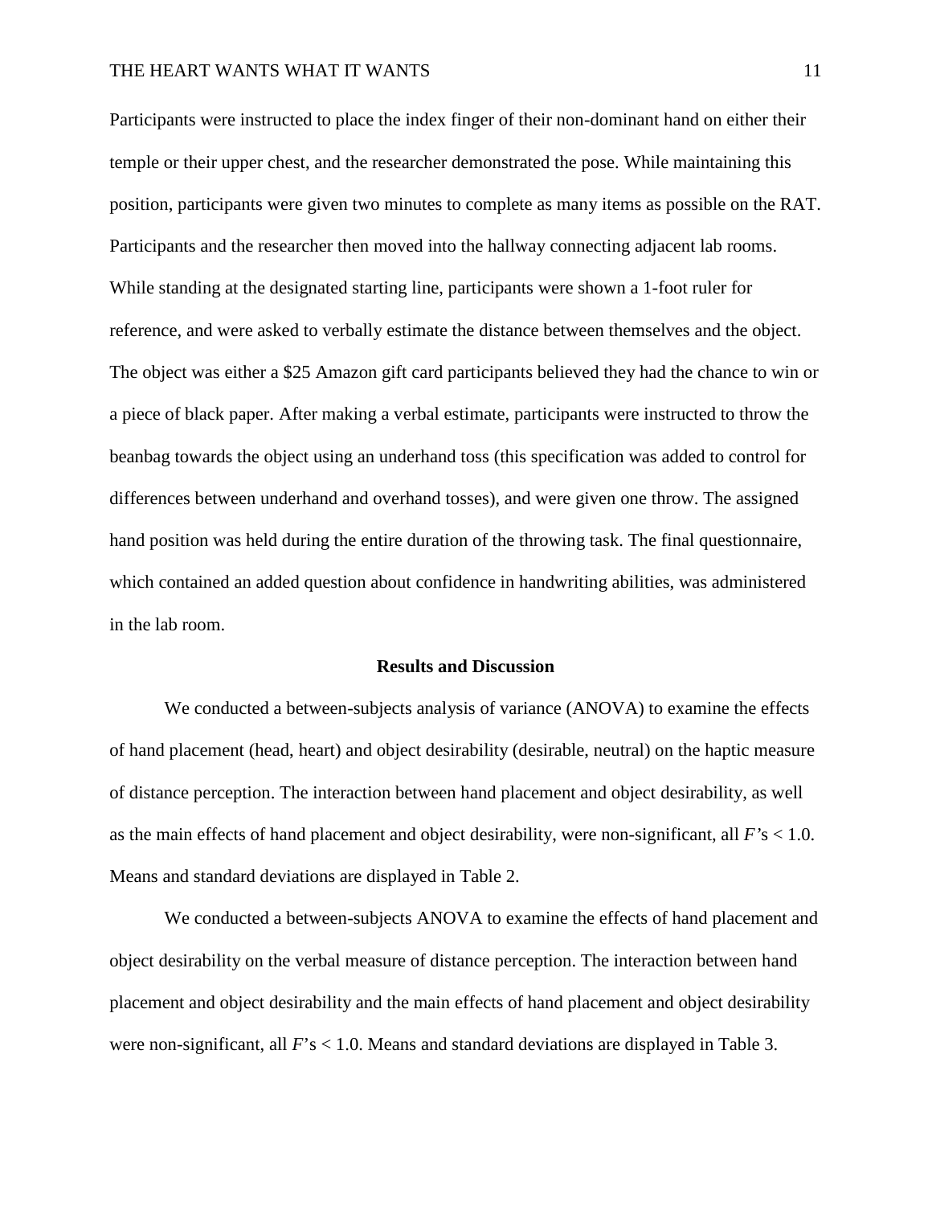Participants were instructed to place the index finger of their non-dominant hand on either their temple or their upper chest, and the researcher demonstrated the pose. While maintaining this position, participants were given two minutes to complete as many items as possible on the RAT. Participants and the researcher then moved into the hallway connecting adjacent lab rooms. While standing at the designated starting line, participants were shown a 1-foot ruler for reference, and were asked to verbally estimate the distance between themselves and the object. The object was either a $25 Amazon gift card participants believed they had the chance to win or a piece of black paper. After making a verbal estimate, participants were instructed to throw the beanbag towards the object using an underhand toss (this specification was added to control for differences between underhand and overhand tosses), and were given one throw. The assigned hand position was held during the entire duration of the throwing task. The final questionnaire, which contained an added question about confidence in handwriting abilities, was administered in the lab room.

## Results and Discussion

We conducted a between-subjects analysis of variance (ANOVA) to examine the effects of hand placement (head, heart) and object desirability (desirable, neutral) on the haptic measure of distance perception. The interaction between hand placement and object desirability, as well as the main effects of hand placement and object desirability, were non-significant, all $F$'s $< 1.0$. Means and standard deviations are displayed in Table 2.

We conducted a between-subjects ANOVA to examine the effects of hand placement and object desirability on the verbal measure of distance perception. The interaction between hand placement and object desirability and the main effects of hand placement and object desirability were non-significant, all $F$'s $< 1.0$. Means and standard deviations are displayed in Table 3.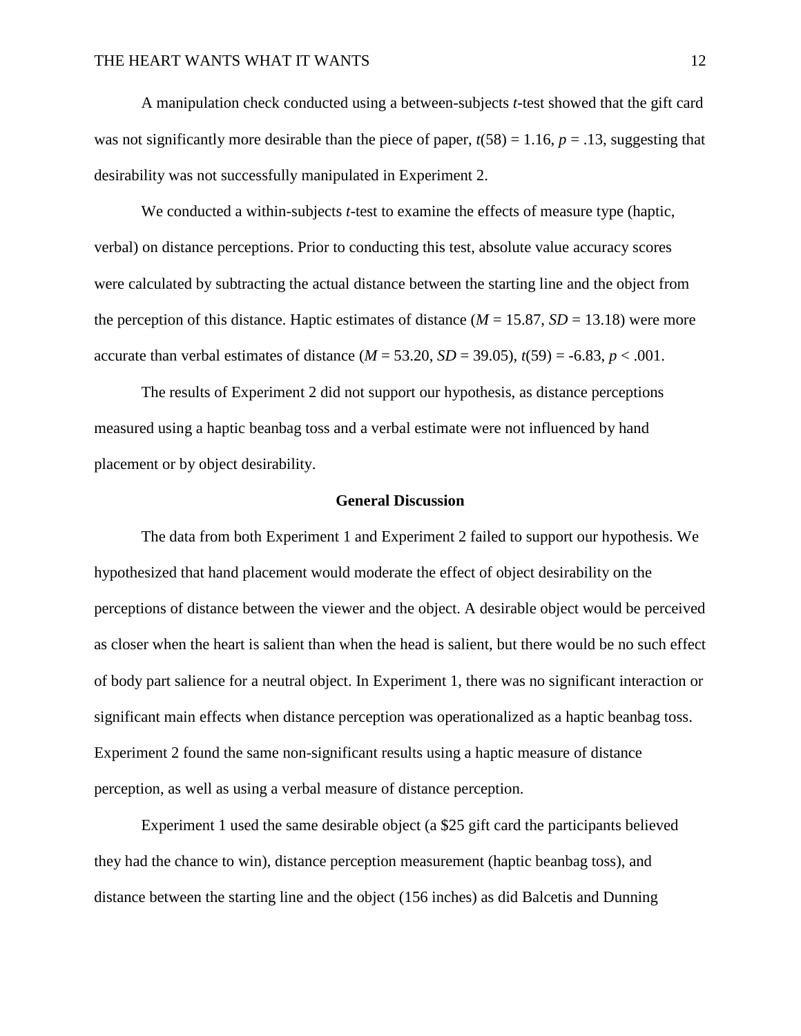A manipulation check conducted using a between-subjects *t*-test showed that the gift card was not significantly more desirable than the piece of paper, $t(58) = 1.16$, $p = .13$, suggesting that desirability was not successfully manipulated in Experiment 2.

We conducted a within-subjects *t*-test to examine the effects of measure type (haptic, verbal) on distance perceptions. Prior to conducting this test, absolute value accuracy scores were calculated by subtracting the actual distance between the starting line and the object from the perception of this distance. Haptic estimates of distance ($M = 15.87$, $SD = 13.18$) were more accurate than verbal estimates of distance ($M = 53.20$, $SD = 39.05$), $t(59) = -6.83$, $p < .001$.

The results of Experiment 2 did not support our hypothesis, as distance perceptions measured using a haptic beanbag toss and a verbal estimate were not influenced by hand placement or by object desirability.

## General Discussion

The data from both Experiment 1 and Experiment 2 failed to support our hypothesis. We hypothesized that hand placement would moderate the effect of object desirability on the perceptions of distance between the viewer and the object. A desirable object would be perceived as closer when the heart is salient than when the head is salient, but there would be no such effect of body part salience for a neutral object. In Experiment 1, there was no significant interaction or significant main effects when distance perception was operationalized as a haptic beanbag toss. Experiment 2 found the same non-significant results using a haptic measure of distance perception, as well as using a verbal measure of distance perception.

Experiment 1 used the same desirable object (a $25 gift card the participants believed they had the chance to win), distance perception measurement (haptic beanbag toss), and distance between the starting line and the object (156 inches) as did Balcetis and Dunning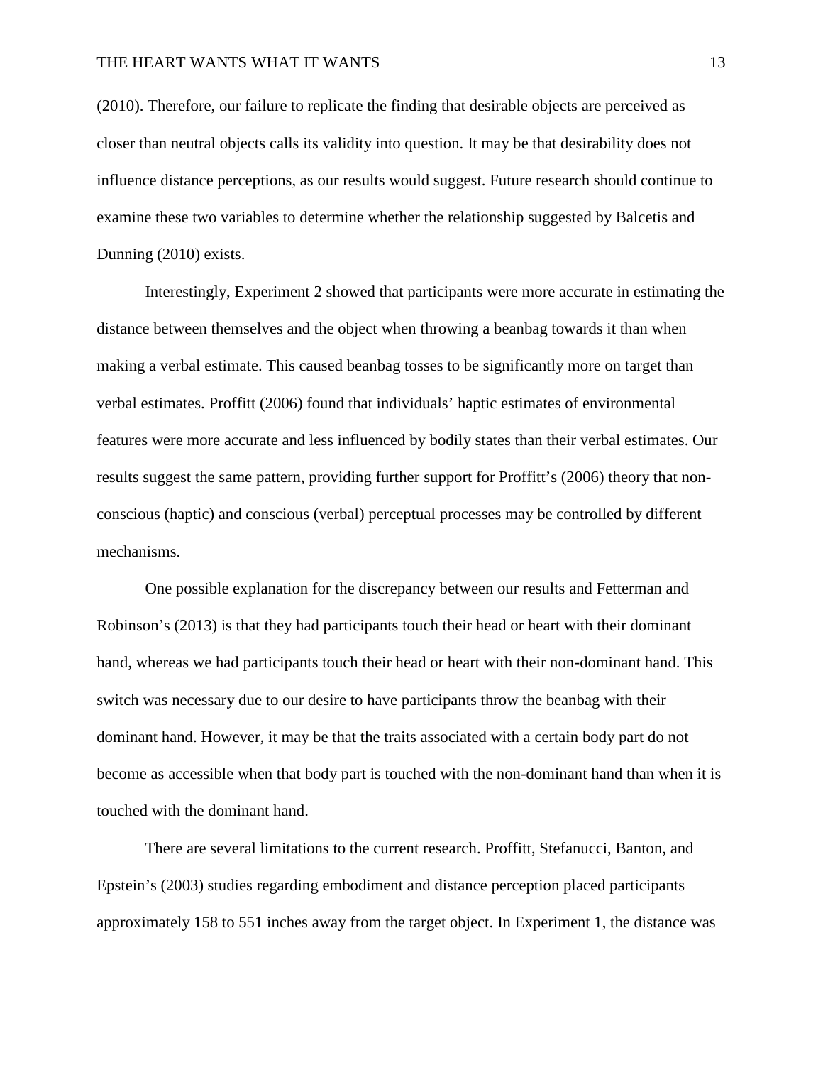(2010). Therefore, our failure to replicate the finding that desirable objects are perceived as closer than neutral objects calls its validity into question. It may be that desirability does not influence distance perceptions, as our results would suggest. Future research should continue to examine these two variables to determine whether the relationship suggested by Balcetis and Dunning (2010) exists.

Interestingly, Experiment 2 showed that participants were more accurate in estimating the distance between themselves and the object when throwing a beanbag towards it than when making a verbal estimate. This caused beanbag tosses to be significantly more on target than verbal estimates. Proffitt (2006) found that individuals' haptic estimates of environmental features were more accurate and less influenced by bodily states than their verbal estimates. Our results suggest the same pattern, providing further support for Proffitt's (2006) theory that non-conscious (haptic) and conscious (verbal) perceptual processes may be controlled by different mechanisms.

One possible explanation for the discrepancy between our results and Fetterman and Robinson's (2013) is that they had participants touch their head or heart with their dominant hand, whereas we had participants touch their head or heart with their non-dominant hand. This switch was necessary due to our desire to have participants throw the beanbag with their dominant hand. However, it may be that the traits associated with a certain body part do not become as accessible when that body part is touched with the non-dominant hand than when it is touched with the dominant hand.

There are several limitations to the current research. Proffitt, Stefanucci, Banton, and Epstein's (2003) studies regarding embodiment and distance perception placed participants approximately 158 to 551 inches away from the target object. In Experiment 1, the distance was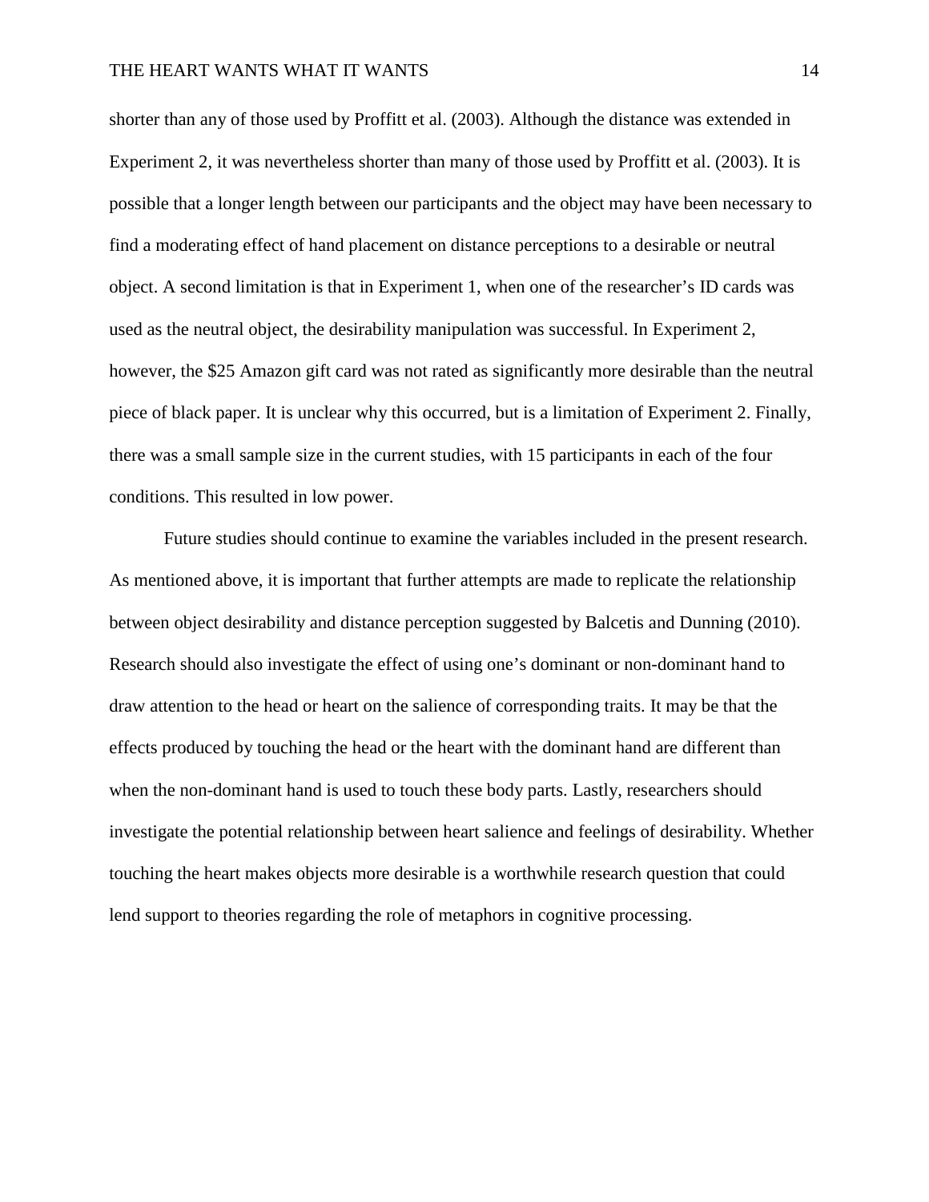shorter than any of those used by Proffitt et al. (2003). Although the distance was extended in Experiment 2, it was nevertheless shorter than many of those used by Proffitt et al. (2003). It is possible that a longer length between our participants and the object may have been necessary to find a moderating effect of hand placement on distance perceptions to a desirable or neutral object. A second limitation is that in Experiment 1, when one of the researcher's ID cards was used as the neutral object, the desirability manipulation was successful. In Experiment 2, however, the $25 Amazon gift card was not rated as significantly more desirable than the neutral piece of black paper. It is unclear why this occurred, but is a limitation of Experiment 2. Finally, there was a small sample size in the current studies, with 15 participants in each of the four conditions. This resulted in low power.

Future studies should continue to examine the variables included in the present research. As mentioned above, it is important that further attempts are made to replicate the relationship between object desirability and distance perception suggested by Balcetis and Dunning (2010). Research should also investigate the effect of using one's dominant or non-dominant hand to draw attention to the head or heart on the salience of corresponding traits. It may be that the effects produced by touching the head or the heart with the dominant hand are different than when the non-dominant hand is used to touch these body parts. Lastly, researchers should investigate the potential relationship between heart salience and feelings of desirability. Whether touching the heart makes objects more desirable is a worthwhile research question that could lend support to theories regarding the role of metaphors in cognitive processing.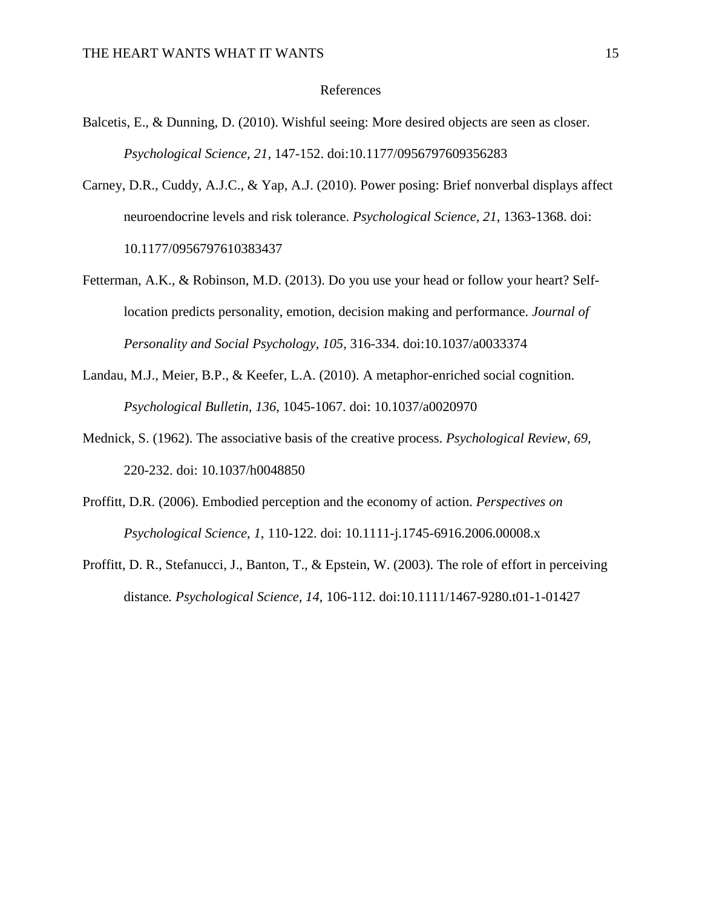# References

Balcetis, E., & Dunning, D. (2010). Wishful seeing: More desired objects are seen as closer. *Psychological Science, 21*, 147-152. doi:10.1177/0956797609356283

Carney, D.R., Cuddy, A.J.C., & Yap, A.J. (2010). Power posing: Brief nonverbal displays affect neuroendocrine levels and risk tolerance. *Psychological Science*, *21*, 1363-1368. doi: 10.1177/0956797610383437

Fetterman, A.K., & Robinson, M.D. (2013). Do you use your head or follow your heart? Self-location predicts personality, emotion, decision making and performance. *Journal of Personality and Social Psychology, 105*, 316-334. doi:10.1037/a0033374

Landau, M.J., Meier, B.P., & Keefer, L.A. (2010). A metaphor-enriched social cognition. *Psychological Bulletin*, *136*, 1045-1067. doi: 10.1037/a0020970

Mednick, S. (1962). The associative basis of the creative process. *Psychological Review, 69*, 220-232. doi: 10.1037/h0048850

Proffitt, D.R. (2006). Embodied perception and the economy of action. *Perspectives on Psychological Science*, *1*, 110-122. doi: 10.1111-j.1745-6916.2006.00008.x

Proffitt, D. R., Stefanucci, J., Banton, T., & Epstein, W. (2003). The role of effort in perceiving distance*. Psychological Science, 14*, 106-112. doi:10.1111/1467-9280.t01-1-01427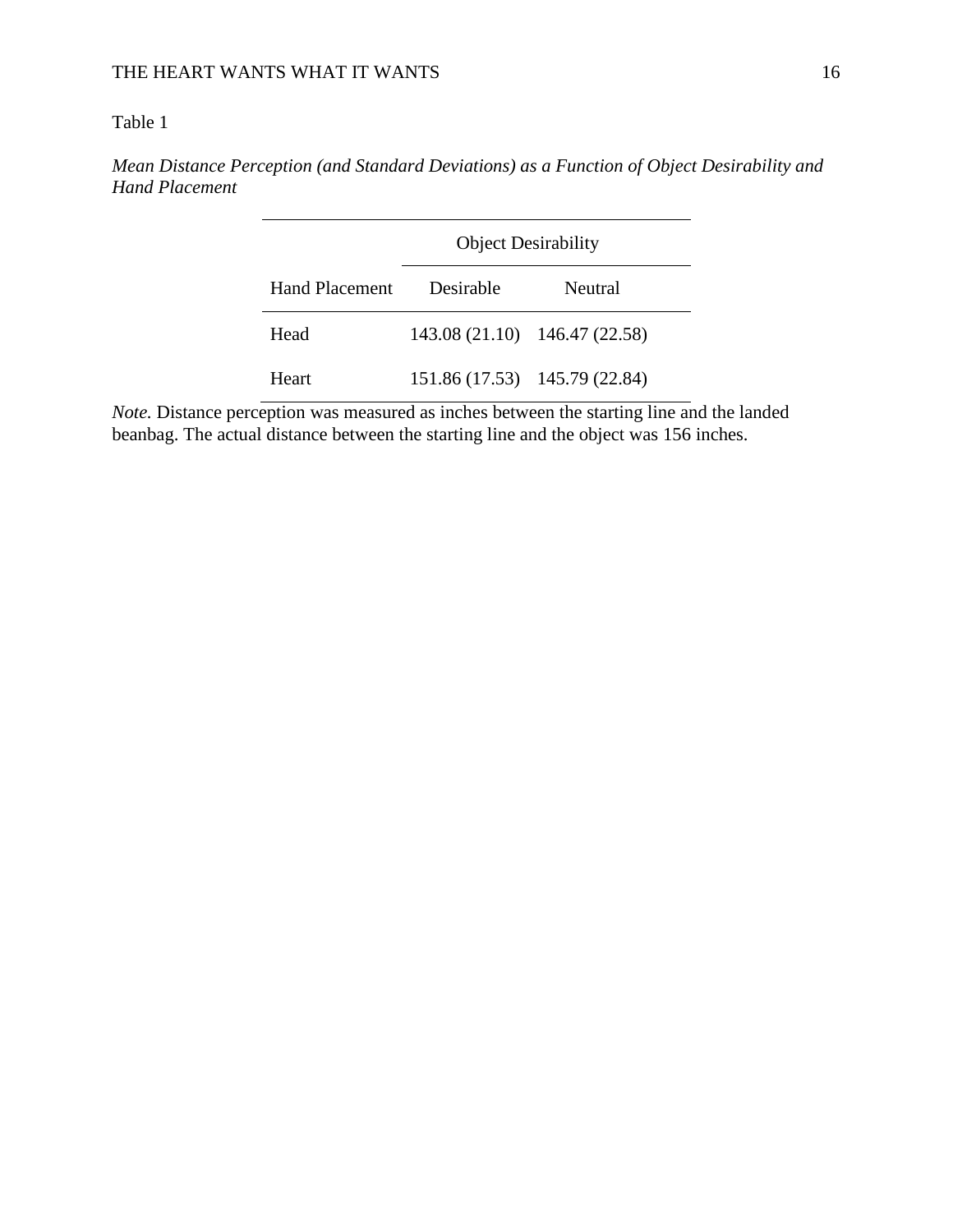Table 1

*Mean Distance Perception (and Standard Deviations) as a Function of Object Desirability and Hand Placement*

| | Object Desirability | |
|---|---|---|
| Hand Placement | Desirable | Neutral |
| Head | 143.08 (21.10) | 146.47 (22.58) |
| Heart | 151.86 (17.53) | 145.79 (22.84) |

*Note.* Distance perception was measured as inches between the starting line and the landed beanbag. The actual distance between the starting line and the object was 156 inches.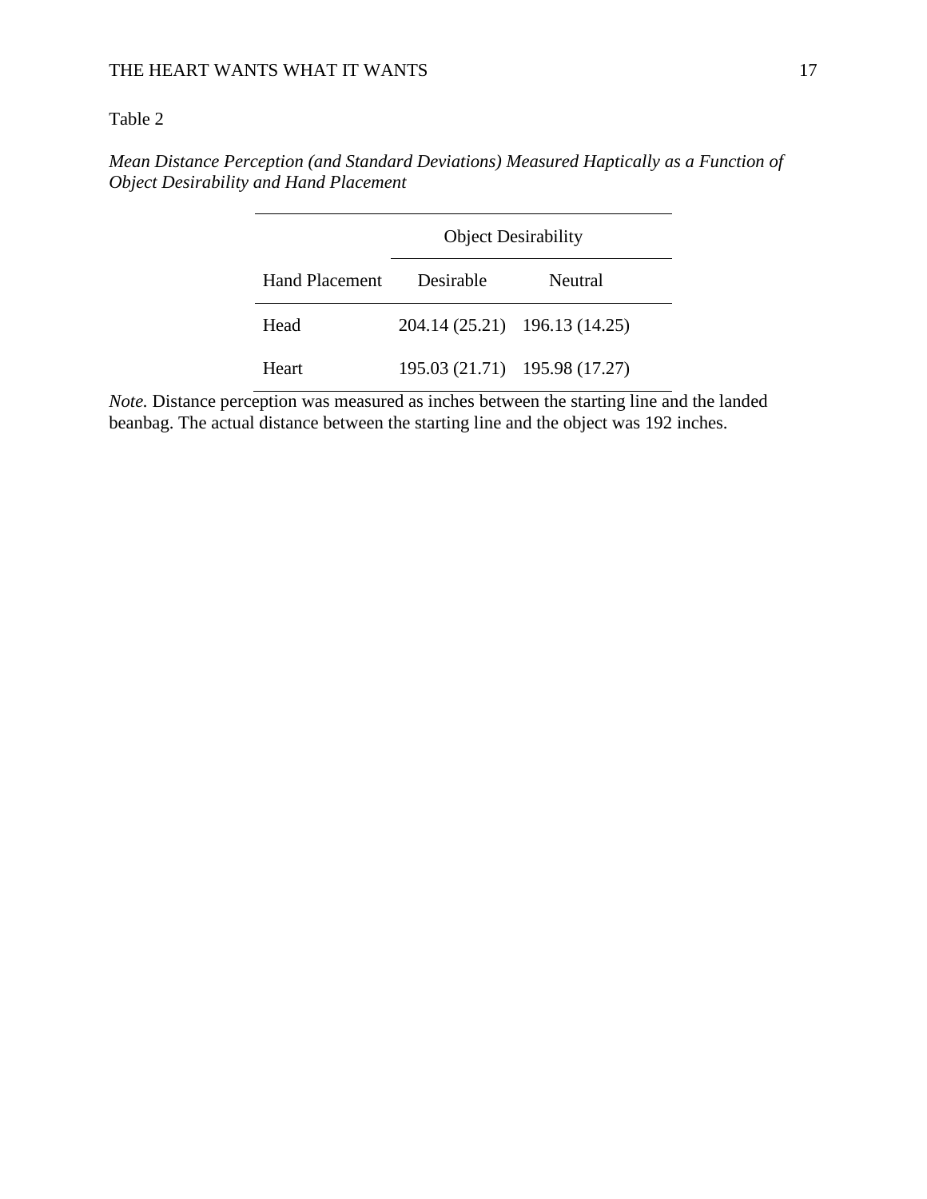Table 2

*Mean Distance Perception (and Standard Deviations) Measured Haptically as a Function of Object Desirability and Hand Placement*

| | Object Desirability | |
|---|---|---|
| Hand Placement | Desirable | Neutral |
| Head | 204.14 (25.21) | 196.13 (14.25) |
| Heart | 195.03 (21.71) | 195.98 (17.27) |

*Note.* Distance perception was measured as inches between the starting line and the landed beanbag. The actual distance between the starting line and the object was 192 inches.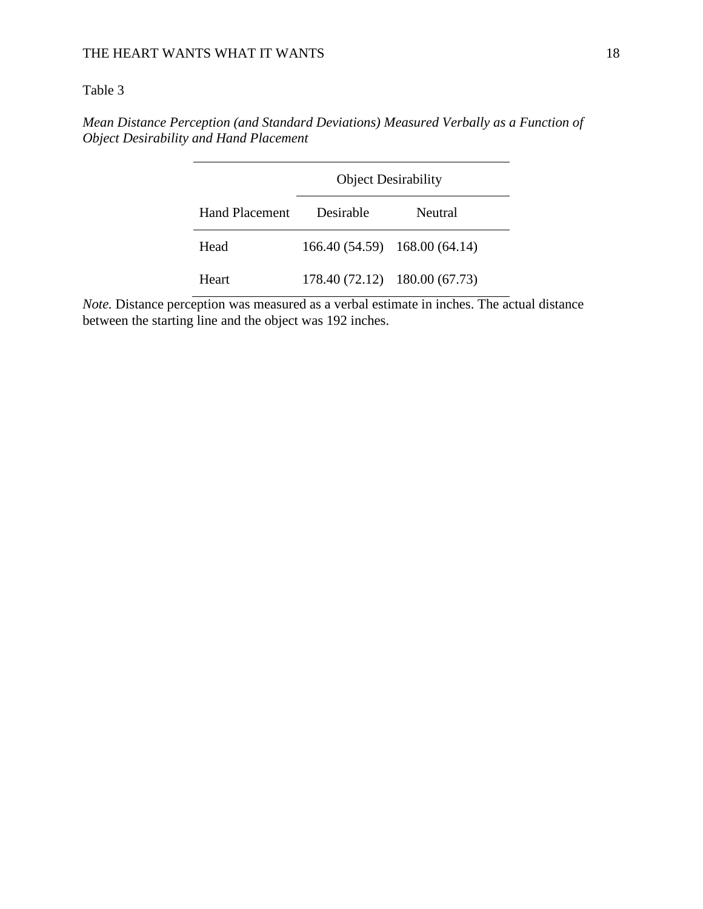Table 3

*Mean Distance Perception (and Standard Deviations) Measured Verbally as a Function of Object Desirability and Hand Placement*

| | Object Desirability | |
|---|---|---|
| Hand Placement | Desirable | Neutral |
| Head | 166.40 (54.59) | 168.00 (64.14) |
| Heart | 178.40 (72.12) | 180.00 (67.73) |

*Note.* Distance perception was measured as a verbal estimate in inches. The actual distance between the starting line and the object was 192 inches.